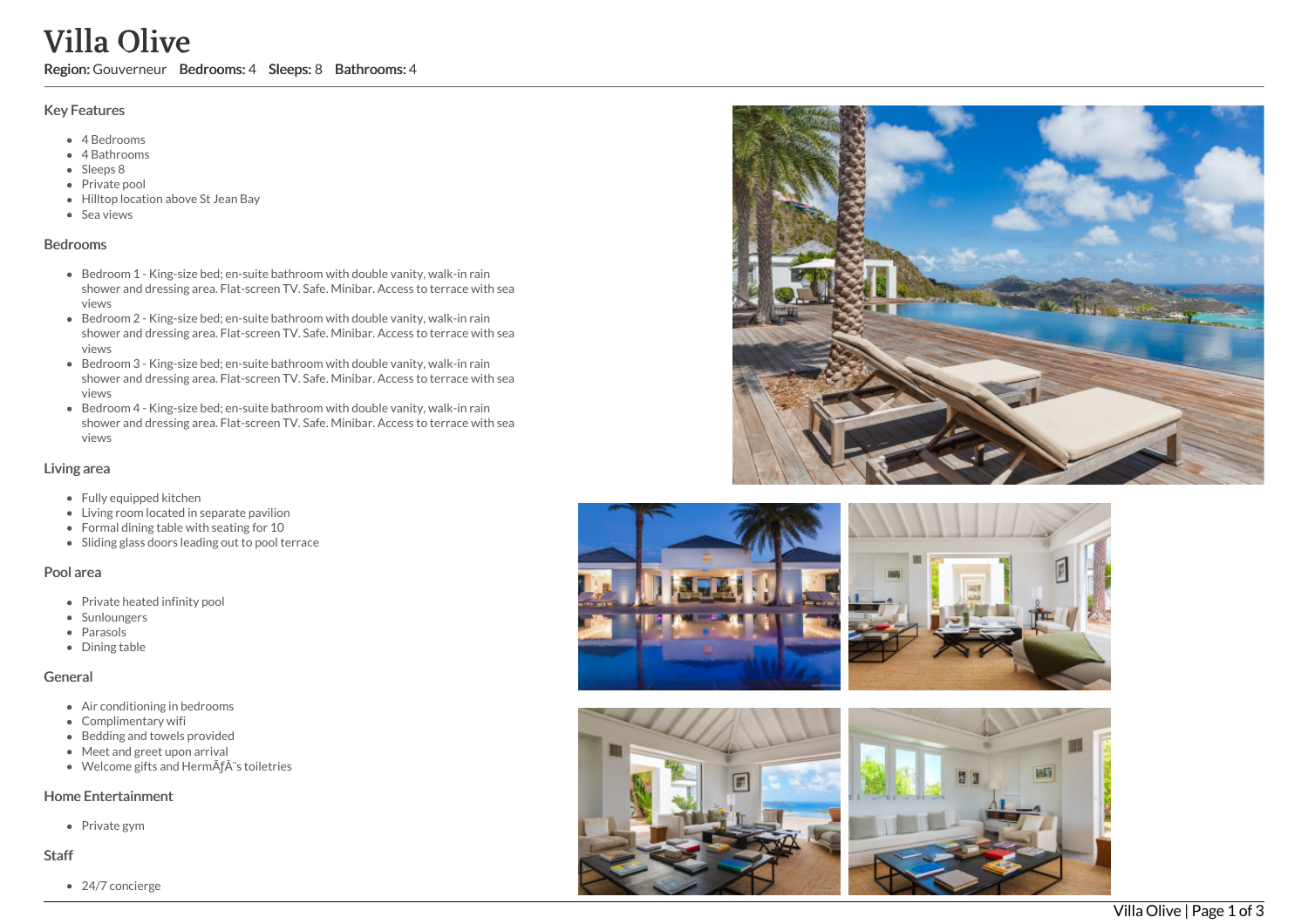# Villa Olive

**Region:** Gouverneur **Bedrooms:** 4 **Sleeps:** 8 **Bathrooms:** 4

## Key Features

- 4 Bedrooms
- 4 Bathrooms
- Sleeps 8
- Private pool
- Hilltop location above St Jean Bay
- Sea views

## Bedrooms

- Bedroom 1 - King-size bed; en-suite bathroom with double vanity, walk-in rain shower and dressing area. Flat-screen TV. Safe. Minibar. Access to terrace with sea views
- Bedroom 2 - King-size bed; en-suite bathroom with double vanity, walk-in rain shower and dressing area. Flat-screen TV. Safe. Minibar. Access to terrace with sea views
- Bedroom 3 - King-size bed; en-suite bathroom with double vanity, walk-in rain shower and dressing area. Flat-screen TV. Safe. Minibar. Access to terrace with sea views
- Bedroom 4 - King-size bed; en-suite bathroom with double vanity, walk-in rain shower and dressing area. Flat-screen TV. Safe. Minibar. Access to terrace with sea views

## Living area

- Fully equipped kitchen
- Living room located in separate pavilion
- Formal dining table with seating for 10
- Sliding glass doors leading out to pool terrace

## Pool area

- Private heated infinity pool
- Sunloungers
- Parasols
- Dining table

## General

- Air conditioning in bedrooms
- Complimentary wifi
- Bedding and towels provided
- Meet and greet upon arrival
- Welcome gifts and HermÃƒÂ¨s toiletries

## Home Entertainment

- Private gym

## Staff

- 24/7 concierge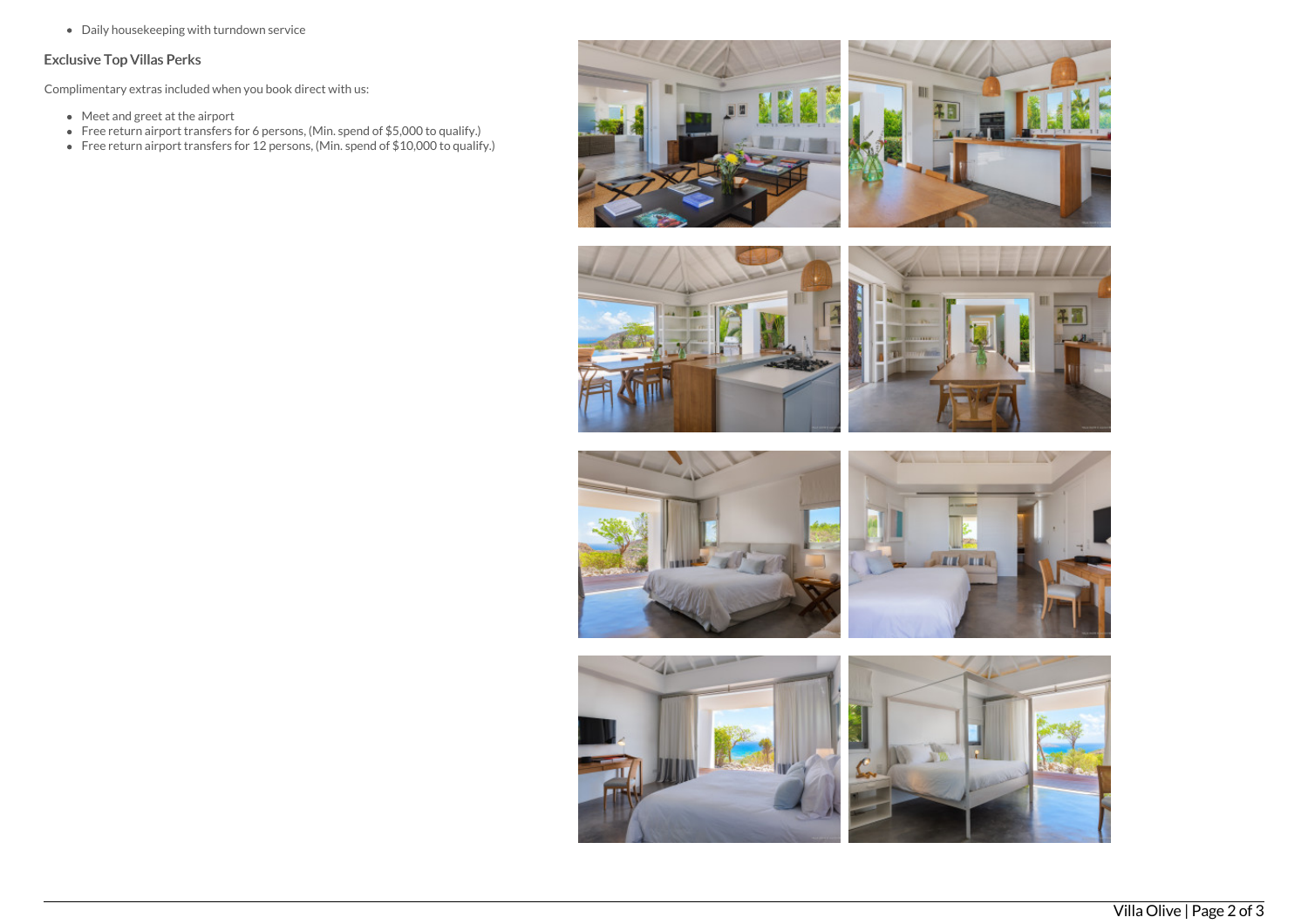- Daily housekeeping with turndown service

### Exclusive Top Villas Perks

Complimentary extras included when you book direct with us:

- Meet and greet at the airport
- Free return airport transfers for 6 persons, (Min. spend of $5,000 to qualify.)
- Free return airport transfers for 12 persons, (Min. spend of $10,000 to qualify.)